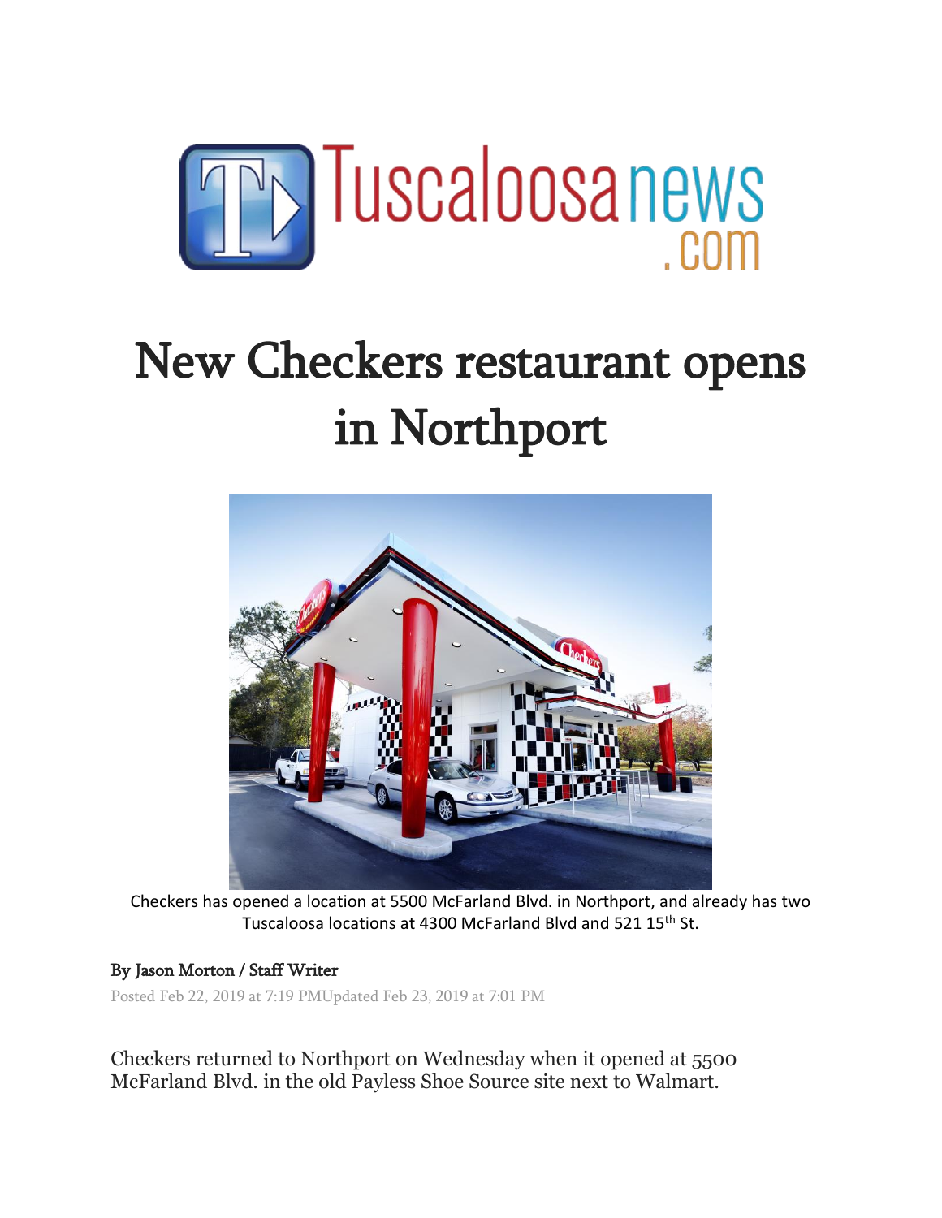Tuscaloosanews.com

# New Checkers restaurant opens in Northport

Checkers has opened a location at 5500 McFarland Blvd. in Northport, and already has two Tuscaloosa locations at 4300 McFarland Blvd and 521 15th St.

**By Jason Morton / Staff Writer**

Posted Feb 22, 2019 at 7:19 PMUpdated Feb 23, 2019 at 7:01 PM

Checkers returned to Northport on Wednesday when it opened at 5500 McFarland Blvd. in the old Payless Shoe Source site next to Walmart.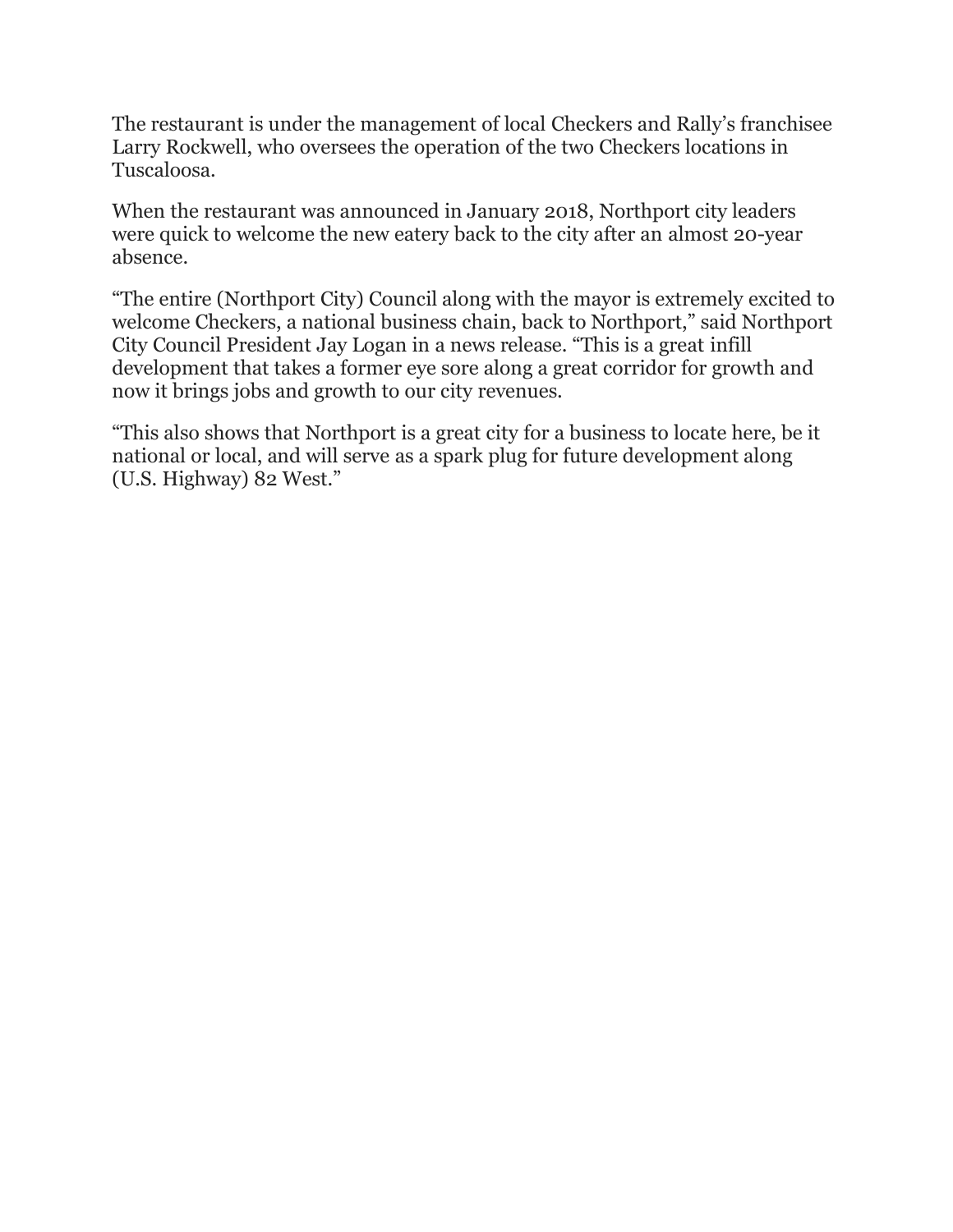The restaurant is under the management of local Checkers and Rally's franchisee Larry Rockwell, who oversees the operation of the two Checkers locations in Tuscaloosa.

When the restaurant was announced in January 2018, Northport city leaders were quick to welcome the new eatery back to the city after an almost 20-year absence.

"The entire (Northport City) Council along with the mayor is extremely excited to welcome Checkers, a national business chain, back to Northport," said Northport City Council President Jay Logan in a news release. "This is a great infill development that takes a former eye sore along a great corridor for growth and now it brings jobs and growth to our city revenues.

"This also shows that Northport is a great city for a business to locate here, be it national or local, and will serve as a spark plug for future development along (U.S. Highway) 82 West."